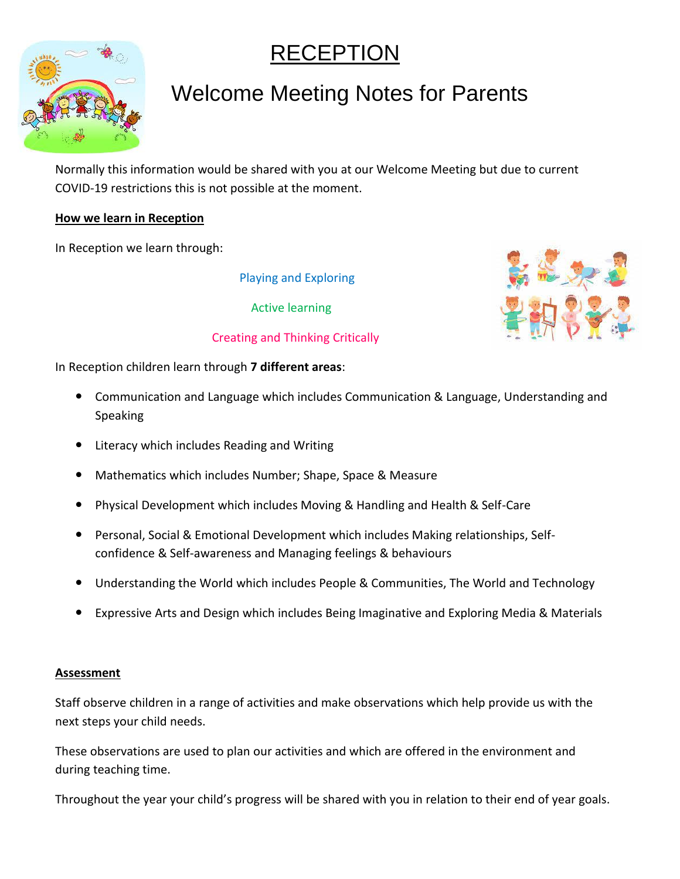# RECEPTION

## Welcome Meeting Notes for Parents

Normally this information would be shared with you at our Welcome Meeting but due to current COVID-19 restrictions this is not possible at the moment.

**How we learn in Reception**

In Reception we learn through:

Playing and Exploring

Active learning

Creating and Thinking Critically

In Reception children learn through **7 different areas**:

- Communication and Language which includes Communication & Language, Understanding and Speaking
- Literacy which includes Reading and Writing
- Mathematics which includes Number; Shape, Space & Measure
- Physical Development which includes Moving & Handling and Health & Self-Care
- Personal, Social & Emotional Development which includes Making relationships, Self-confidence & Self-awareness and Managing feelings & behaviours
- Understanding the World which includes People & Communities, The World and Technology
- Expressive Arts and Design which includes Being Imaginative and Exploring Media & Materials

**Assessment**

Staff observe children in a range of activities and make observations which help provide us with the next steps your child needs.

These observations are used to plan our activities and which are offered in the environment and during teaching time.

Throughout the year your child's progress will be shared with you in relation to their end of year goals.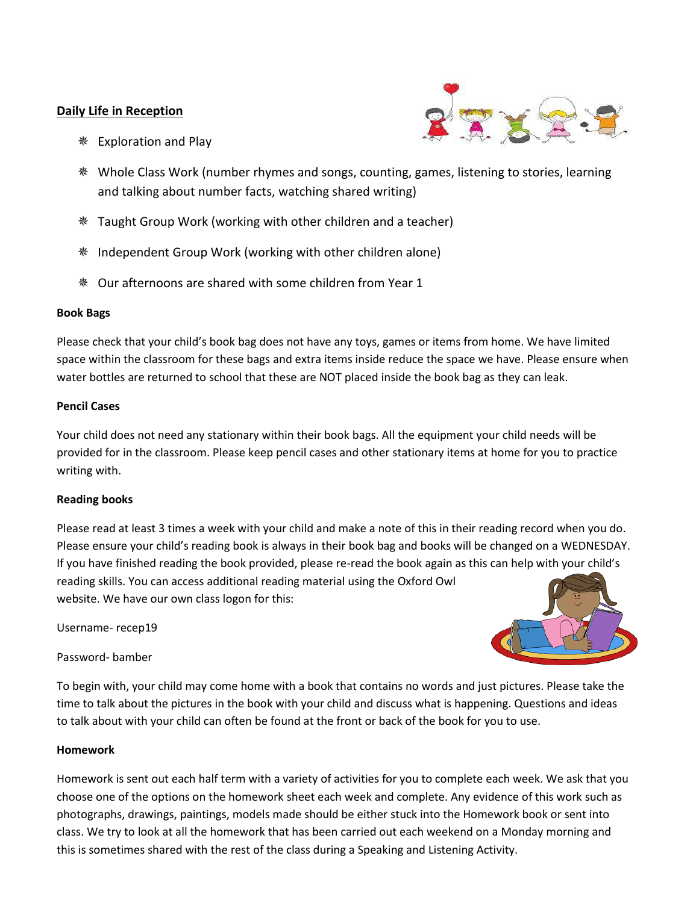**Daily Life in Reception**

- Exploration and Play
- Whole Class Work (number rhymes and songs, counting, games, listening to stories, learning and talking about number facts, watching shared writing)
- Taught Group Work (working with other children and a teacher)
- Independent Group Work (working with other children alone)
- Our afternoons are shared with some children from Year 1

**Book Bags**

Please check that your child's book bag does not have any toys, games or items from home. We have limited space within the classroom for these bags and extra items inside reduce the space we have. Please ensure when water bottles are returned to school that these are NOT placed inside the book bag as they can leak.

**Pencil Cases**

Your child does not need any stationary within their book bags. All the equipment your child needs will be provided for in the classroom. Please keep pencil cases and other stationary items at home for you to practice writing with.

**Reading books**

Please read at least 3 times a week with your child and make a note of this in their reading record when you do. Please ensure your child's reading book is always in their book bag and books will be changed on a WEDNESDAY. If you have finished reading the book provided, please re-read the book again as this can help with your child's reading skills. You can access additional reading material using the Oxford Owl website. We have our own class logon for this:

Username- recep19

Password- bamber

To begin with, your child may come home with a book that contains no words and just pictures. Please take the time to talk about the pictures in the book with your child and discuss what is happening. Questions and ideas to talk about with your child can often be found at the front or back of the book for you to use.

**Homework**

Homework is sent out each half term with a variety of activities for you to complete each week. We ask that you choose one of the options on the homework sheet each week and complete. Any evidence of this work such as photographs, drawings, paintings, models made should be either stuck into the Homework book or sent into class. We try to look at all the homework that has been carried out each weekend on a Monday morning and this is sometimes shared with the rest of the class during a Speaking and Listening Activity.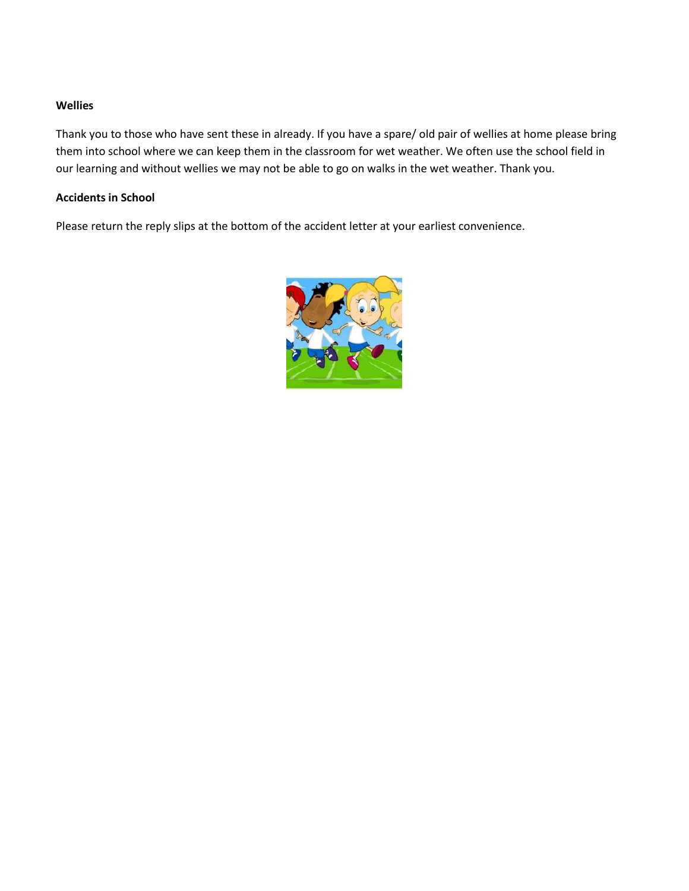**Wellies**

Thank you to those who have sent these in already. If you have a spare/ old pair of wellies at home please bring them into school where we can keep them in the classroom for wet weather. We often use the school field in our learning and without wellies we may not be able to go on walks in the wet weather. Thank you.

**Accidents in School**

Please return the reply slips at the bottom of the accident letter at your earliest convenience.